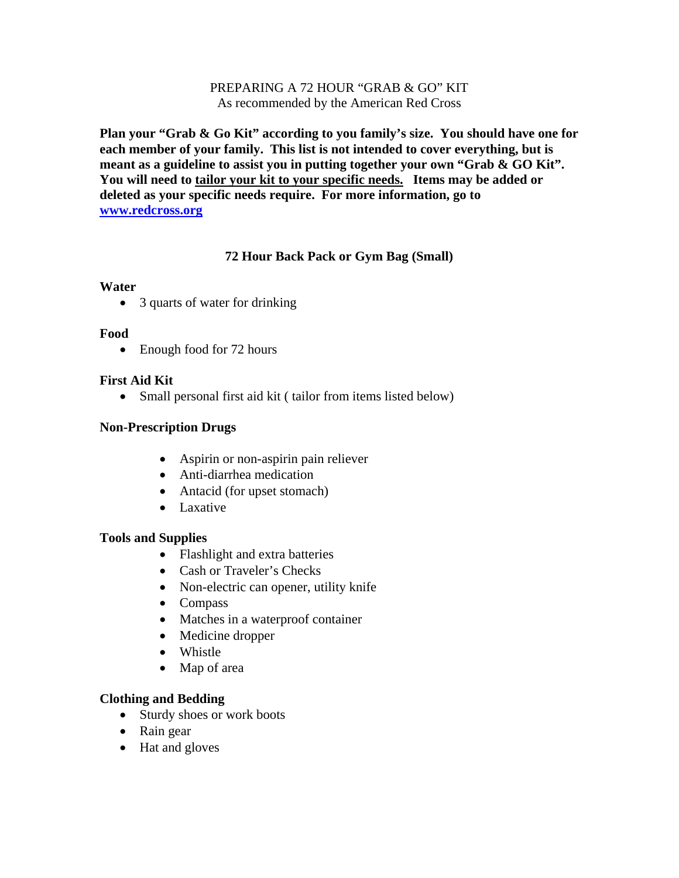PREPARING A 72 HOUR "GRAB & GO" KIT
As recommended by the American Red Cross

**Plan your "Grab & Go Kit" according to you family's size. You should have one for each member of your family. This list is not intended to cover everything, but is meant as a guideline to assist you in putting together your own "Grab & GO Kit". You will need to tailor your kit to your specific needs. Items may be added or deleted as your specific needs require. For more information, go to [www.redcross.org](http://www.redcross.org)**

## 72 Hour Back Pack or Gym Bag (Small)

### Water

- 3 quarts of water for drinking

### Food

- Enough food for 72 hours

### First Aid Kit

- Small personal first aid kit ( tailor from items listed below)

### Non-Prescription Drugs

- Aspirin or non-aspirin pain reliever
- Anti-diarrhea medication
- Antacid (for upset stomach)
- Laxative

### Tools and Supplies

- Flashlight and extra batteries
- Cash or Traveler's Checks
- Non-electric can opener, utility knife
- Compass
- Matches in a waterproof container
- Medicine dropper
- Whistle
- Map of area

### Clothing and Bedding

- Sturdy shoes or work boots
- Rain gear
- Hat and gloves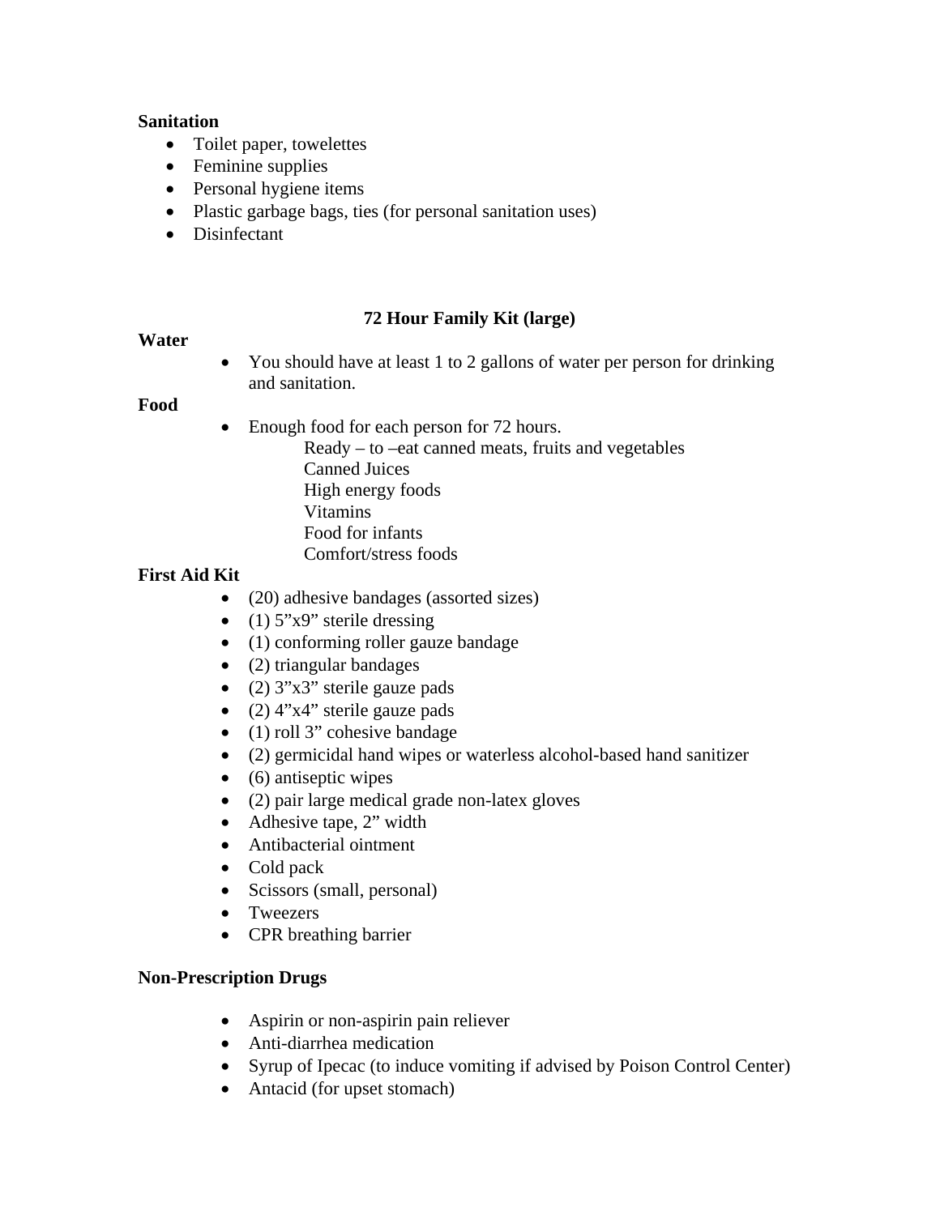**Sanitation**

- Toilet paper, towelettes
- Feminine supplies
- Personal hygiene items
- Plastic garbage bags, ties (for personal sanitation uses)
- Disinfectant

## 72 Hour Family Kit (large)

**Water**

- You should have at least 1 to 2 gallons of water per person for drinking and sanitation.

**Food**

- Enough food for each person for 72 hours.
  - Ready – to –eat canned meats, fruits and vegetables
  - Canned Juices
  - High energy foods
  - Vitamins
  - Food for infants
  - Comfort/stress foods

**First Aid Kit**

- (20) adhesive bandages (assorted sizes)
- (1) 5"x9" sterile dressing
- (1) conforming roller gauze bandage
- (2) triangular bandages
- (2) 3"x3" sterile gauze pads
- (2) 4"x4" sterile gauze pads
- (1) roll 3" cohesive bandage
- (2) germicidal hand wipes or waterless alcohol-based hand sanitizer
- (6) antiseptic wipes
- (2) pair large medical grade non-latex gloves
- Adhesive tape, 2" width
- Antibacterial ointment
- Cold pack
- Scissors (small, personal)
- Tweezers
- CPR breathing barrier

**Non-Prescription Drugs**

- Aspirin or non-aspirin pain reliever
- Anti-diarrhea medication
- Syrup of Ipecac (to induce vomiting if advised by Poison Control Center)
- Antacid (for upset stomach)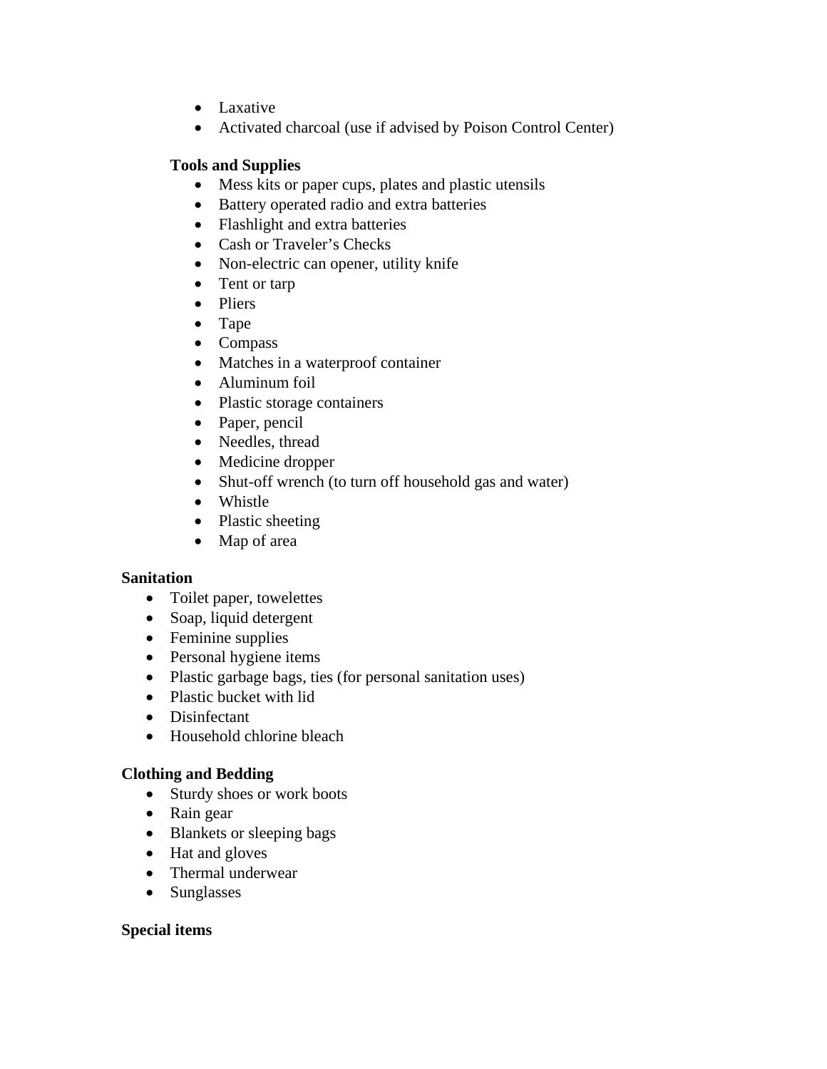- Laxative
- Activated charcoal (use if advised by Poison Control Center)

**Tools and Supplies**

- Mess kits or paper cups, plates and plastic utensils
- Battery operated radio and extra batteries
- Flashlight and extra batteries
- Cash or Traveler's Checks
- Non-electric can opener, utility knife
- Tent or tarp
- Pliers
- Tape
- Compass
- Matches in a waterproof container
- Aluminum foil
- Plastic storage containers
- Paper, pencil
- Needles, thread
- Medicine dropper
- Shut-off wrench (to turn off household gas and water)
- Whistle
- Plastic sheeting
- Map of area

**Sanitation**

- Toilet paper, towelettes
- Soap, liquid detergent
- Feminine supplies
- Personal hygiene items
- Plastic garbage bags, ties (for personal sanitation uses)
- Plastic bucket with lid
- Disinfectant
- Household chlorine bleach

**Clothing and Bedding**

- Sturdy shoes or work boots
- Rain gear
- Blankets or sleeping bags
- Hat and gloves
- Thermal underwear
- Sunglasses

**Special items**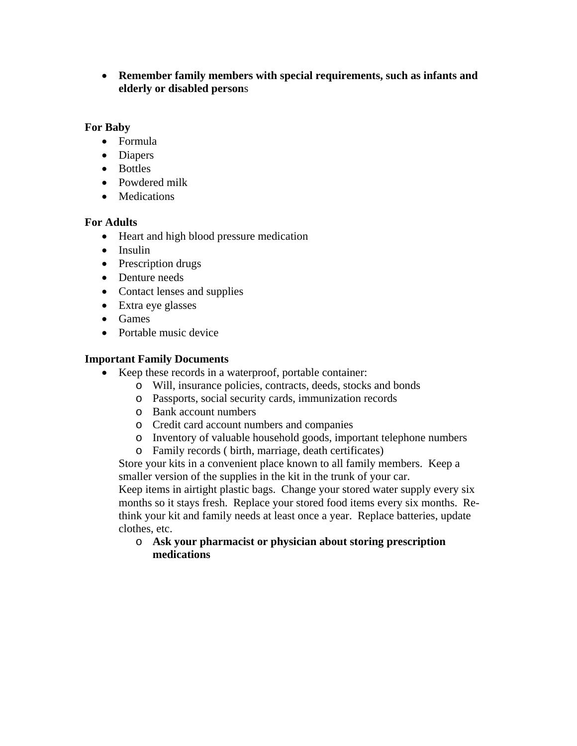- **Remember family members with special requirements, such as infants and elderly or disabled person**s

**For Baby**

- Formula
- Diapers
- Bottles
- Powdered milk
- Medications

**For Adults**

- Heart and high blood pressure medication
- Insulin
- Prescription drugs
- Denture needs
- Contact lenses and supplies
- Extra eye glasses
- Games
- Portable music device

**Important Family Documents**

- Keep these records in a waterproof, portable container:
    - Will, insurance policies, contracts, deeds, stocks and bonds
    - Passports, social security cards, immunization records
    - Bank account numbers
    - Credit card account numbers and companies
    - Inventory of valuable household goods, important telephone numbers
    - Family records ( birth, marriage, death certificates)

  Store your kits in a convenient place known to all family members. Keep a smaller version of the supplies in the kit in the trunk of your car.

  Keep items in airtight plastic bags. Change your stored water supply every six months so it stays fresh. Replace your stored food items every six months. Re-think your kit and family needs at least once a year. Replace batteries, update clothes, etc.

    - **Ask your pharmacist or physician about storing prescription medications**